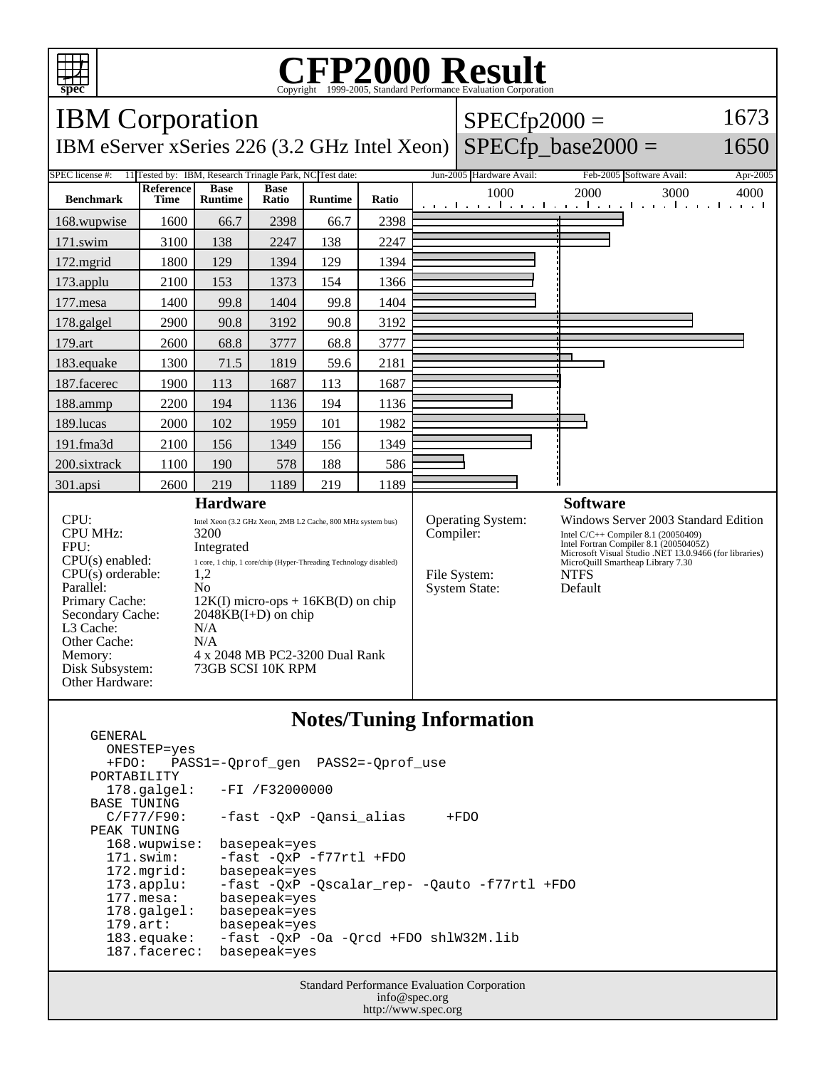# CFP2000 Result

Copyright 1999-2005, Standard Performance Evaluation Corporation

## IBM Corporation

IBM eServer xSeries 226 (3.2 GHz Intel Xeon)

SPECfp2000 = 1673

SPECfp_base2000 = 1650

SPEC license #: 11 | Tested by: IBM, Research Trinagle Park, NC | Test date: Jun-2005 | Hardware Avail: Feb-2005 | Software Avail: Apr-2005

| Benchmark | Reference Time | Base Runtime | Base Ratio | Runtime | Ratio |
|---|---|---|---|---|---|
| 168.wupwise | 1600 | 66.7 | 2398 | 66.7 | 2398 |
| 171.swim | 3100 | 138 | 2247 | 138 | 2247 |
| 172.mgrid | 1800 | 129 | 1394 | 129 | 1394 |
| 173.applu | 2100 | 153 | 1373 | 154 | 1366 |
| 177.mesa | 1400 | 99.8 | 1404 | 99.8 | 1404 |
| 178.galgel | 2900 | 90.8 | 3192 | 90.8 | 3192 |
| 179.art | 2600 | 68.8 | 3777 | 68.8 | 3777 |
| 183.equake | 1300 | 71.5 | 1819 | 59.6 | 2181 |
| 187.facerec | 1900 | 113 | 1687 | 113 | 1687 |
| 188.ammp | 2200 | 194 | 1136 | 194 | 1136 |
| 189.lucas | 2000 | 102 | 1959 | 101 | 1982 |
| 191.fma3d | 2100 | 156 | 1349 | 156 | 1349 |
| 200.sixtrack | 1100 | 190 | 578 | 188 | 586 |
| 301.apsi | 2600 | 219 | 1189 | 219 | 1189 |

### Hardware

| | |
|---|---|
| CPU: | Intel Xeon (3.2 GHz Xeon, 2MB L2 Cache, 800 MHz system bus) |
| CPU MHz: | 3200 |
| FPU: | Integrated |
| CPU(s) enabled: | 1 core, 1 chip, 1 core/chip (Hyper-Threading Technology disabled) |
| CPU(s) orderable: | 1,2 |
| Parallel: | No |
| Primary Cache: | 12K(I) micro-ops + 16KB(D) on chip |
| Secondary Cache: | 2048KB(I+D) on chip |
| L3 Cache: | N/A |
| Other Cache: | N/A |
| Memory: | 4 x 2048 MB PC2-3200 Dual Rank |
| Disk Subsystem: | 73GB SCSI 10K RPM |
| Other Hardware: | |

### Software

| | |
|---|---|
| Operating System: | Windows Server 2003 Standard Edition |
| Compiler: | Intel C/C++ Compiler 8.1 (20050409)<br>Intel Fortran Compiler 8.1 (20050405Z)<br>Microsoft Visual Studio .NET 13.0.9466 (for libraries)<br>MicroQuill Smartheap Library 7.30 |
| File System: | NTFS |
| System State: | Default |

### Notes/Tuning Information

```
GENERAL
  ONESTEP=yes
  +FDO:   PASS1=-Qprof_gen  PASS2=-Qprof_use
PORTABILITY
  178.galgel:   -FI /F32000000
BASE TUNING
  C/F77/F90:    -fast -QxP -Qansi_alias     +FDO
PEAK TUNING
  168.wupwise:  basepeak=yes
  171.swim:     -fast -QxP -f77rtl +FDO
  172.mgrid:    basepeak=yes
  173.applu:    -fast -QxP -Qscalar_rep- -Qauto -f77rtl +FDO
  177.mesa:     basepeak=yes
  178.galgel:   basepeak=yes
  179.art:      basepeak=yes
  183.equake:   -fast -QxP -Oa -Qrcd +FDO shlW32M.lib
  187.facerec:  basepeak=yes
```

Standard Performance Evaluation Corporation
info@spec.org
http://www.spec.org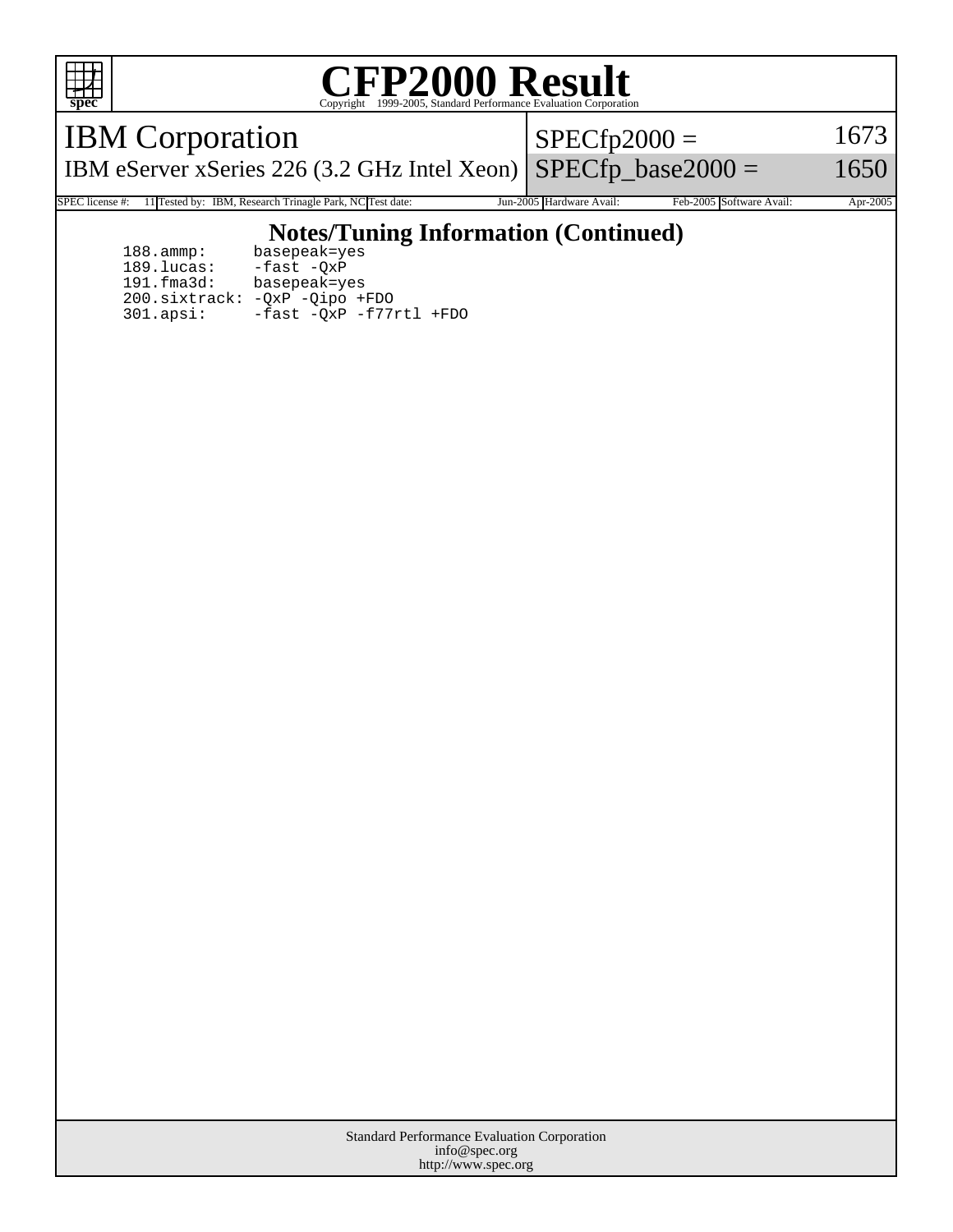# CFP2000 Result

Copyright 1999-2005, Standard Performance Evaluation Corporation

**IBM Corporation**

IBM eServer xSeries 226 (3.2 GHz Intel Xeon)

SPECfp2000 = 1673

SPECfp_base2000 = 1650

| SPEC license #: | 11 | Tested by: | IBM, Research Trinagle Park, NC | Test date: | Jun-2005 | Hardware Avail: | Feb-2005 | Software Avail: | Apr-2005 |
|---|---|---|---|---|---|---|---|---|---|

## Notes/Tuning Information (Continued)

```
188.ammp:     basepeak=yes
189.lucas:    -fast -QxP
191.fma3d:    basepeak=yes
200.sixtrack: -QxP -Qipo +FDO
301.apsi:     -fast -QxP -f77rtl +FDO
```

Standard Performance Evaluation Corporation
info@spec.org
http://www.spec.org